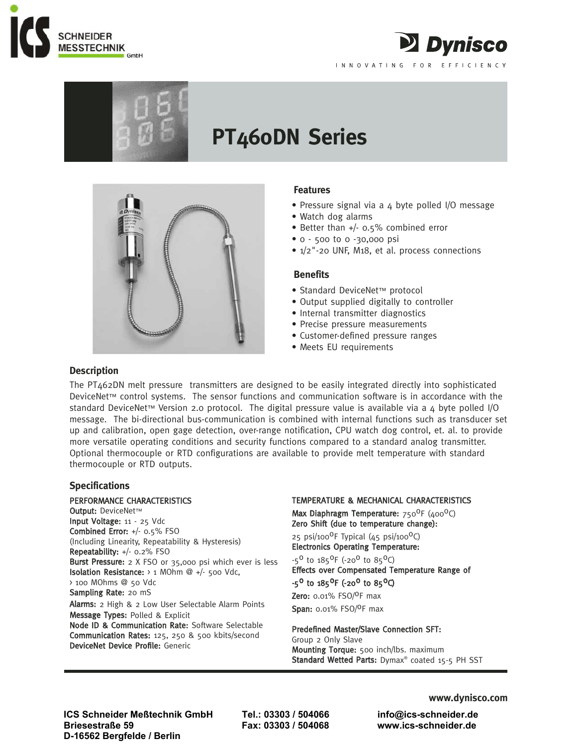ICS SCHNEIDER MESSTECHNIK GmbH

Dynisco

INNOVATING FOR EFFICIENCY

# PT460DN Series

### Features

- Pressure signal via a 4 byte polled I/O message
- Watch dog alarms
- Better than +/- 0.5% combined error
- 0 - 500 to 0 -30,000 psi
- 1/2"-20 UNF, M18, et al. process connections

### Benefits

- Standard DeviceNet™ protocol
- Output supplied digitally to controller
- Internal transmitter diagnostics
- Precise pressure measurements
- Customer-defined pressure ranges
- Meets EU requirements

## Description

The PT462DN melt pressure transmitters are designed to be easily integrated directly into sophisticated DeviceNet™ control systems. The sensor functions and communication software is in accordance with the standard DeviceNet™ Version 2.0 protocol. The digital pressure value is available via a 4 byte polled I/O message. The bi-directional bus-communication is combined with internal functions such as transducer set up and calibration, open gage detection, over-range notification, CPU watch dog control, et. al. to provide more versatile operating conditions and security functions compared to a standard analog transmitter. Optional thermocouple or RTD configurations are available to provide melt temperature with standard thermocouple or RTD outputs.

## Specifications

### PERFORMANCE CHARACTERISTICS

**Output:** DeviceNet™
**Input Voltage:** 11 - 25 Vdc
**Combined Error:** +/- 0.5% FSO
(Including Linearity, Repeatability & Hysteresis)
**Repeatability:** +/- 0.2% FSO
**Burst Pressure:** 2 X FSO or 35,000 psi which ever is less
**Isolation Resistance:** › 1 MOhm @ +/- 500 Vdc,
› 100 MOhms @ 50 Vdc
**Sampling Rate:** 20 mS
**Alarms:** 2 High & 2 Low User Selectable Alarm Points
**Message Types:** Polled & Explicit
**Node ID & Communication Rate:** Software Selectable
**Communication Rates:** 125, 250 & 500 kbits/second
**DeviceNet Device Profile:** Generic

### TEMPERATURE & MECHANICAL CHARACTERISTICS

**Max Diaphragm Temperature:** 750°F (400°C)
**Zero Shift (due to temperature change):**
25 psi/100°F Typical (45 psi/100°C)
**Electronics Operating Temperature:**
-5° to 185°F (-20° to 85°C)
**Effects over Compensated Temperature Range of -5° to 185°F (-20° to 85°C)**
**Zero:** 0.01% FSO/°F max
**Span:** 0.01% FSO/°F max

**Predefined Master/Slave Connection SFT:**
Group 2 Only Slave
**Mounting Torque:** 500 inch/lbs. maximum
**Standard Wetted Parts:** Dymax® coated 15-5 PH SST

www.dynisco.com

ICS Schneider Meßtechnik GmbH
Briesestraße 59
D-16562 Bergfelde / Berlin

Tel.: 03303 / 504066
Fax: 03303 / 504068

info@ics-schneider.de
www.ics-schneider.de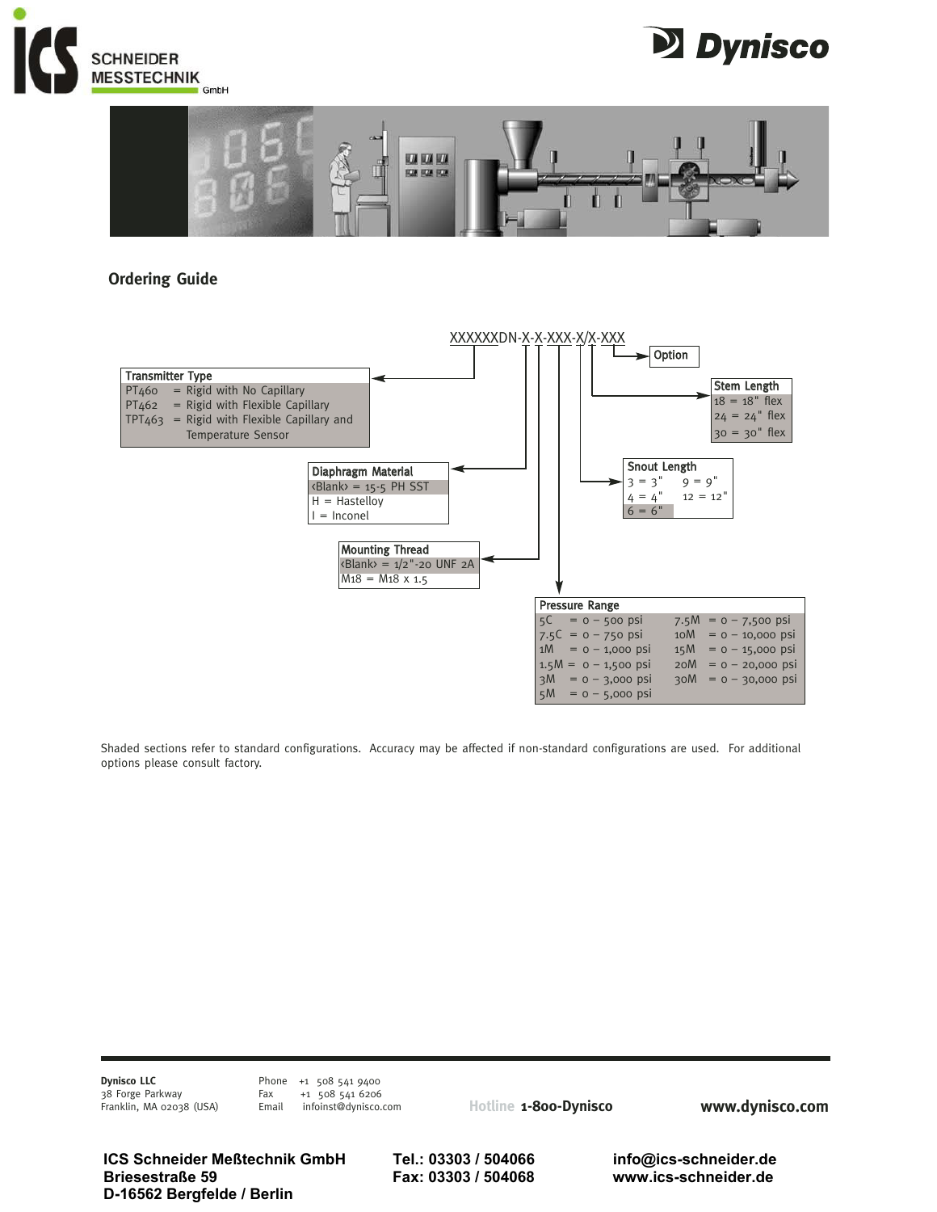## Ordering Guide

XXXXXXDN-X-X-XXX-X/X-XXX

**Option**

**Transmitter Type**

| Code | Description |
|---|---|
| PT460 | = Rigid with No Capillary |
| PT462 | = Rigid with Flexible Capillary |
| TPT463 | = Rigid with Flexible Capillary and Temperature Sensor |

**Diaphragm Material**

| Code | Description |
|---|---|
| <Blank> | = 15-5 PH SST |
| H | = Hastelloy |
| I | = Inconel |

**Mounting Thread**

| Code | Description |
|---|---|
| <Blank> | = 1/2"-20 UNF 2A |
| M18 | = M18 x 1.5 |

**Stem Length**

| Code | Description |
|---|---|
| 18 | = 18" flex |
| 24 | = 24" flex |
| 30 | = 30" flex |

**Snout Length**

| Code | Description |
|---|---|
| 3 | = 3" |
| 4 | = 4" |
| 6 | = 6" |
| 9 | = 9" |
| 12 | = 12" |

**Pressure Range**

| Code | Range | Code | Range |
|---|---|---|---|
| 5C | = 0 – 500 psi | 7.5M | = 0 – 7,500 psi |
| 7.5C | = 0 – 750 psi | 10M | = 0 – 10,000 psi |
| 1M | = 0 – 1,000 psi | 15M | = 0 – 15,000 psi |
| 1.5M | = 0 – 1,500 psi | 20M | = 0 – 20,000 psi |
| 3M | = 0 – 3,000 psi | 30M | = 0 – 30,000 psi |
| 5M | = 0 – 5,000 psi | | |

Shaded sections refer to standard configurations. Accuracy may be affected if non-standard configurations are used. For additional options please consult factory.

**Dynisco LLC**
38 Forge Parkway
Franklin, MA 02038 (USA)

Phone +1 508 541 9400
Fax +1 508 541 6206
Email infoinst@dynisco.com

Hotline **1-800-Dynisco**

**www.dynisco.com**

**ICS Schneider Meßtechnik GmbH**
**Briesestraße 59**
**D-16562 Bergfelde / Berlin**

**Tel.: 03303 / 504066**
**Fax: 03303 / 504068**

**info@ics-schneider.de**
**www.ics-schneider.de**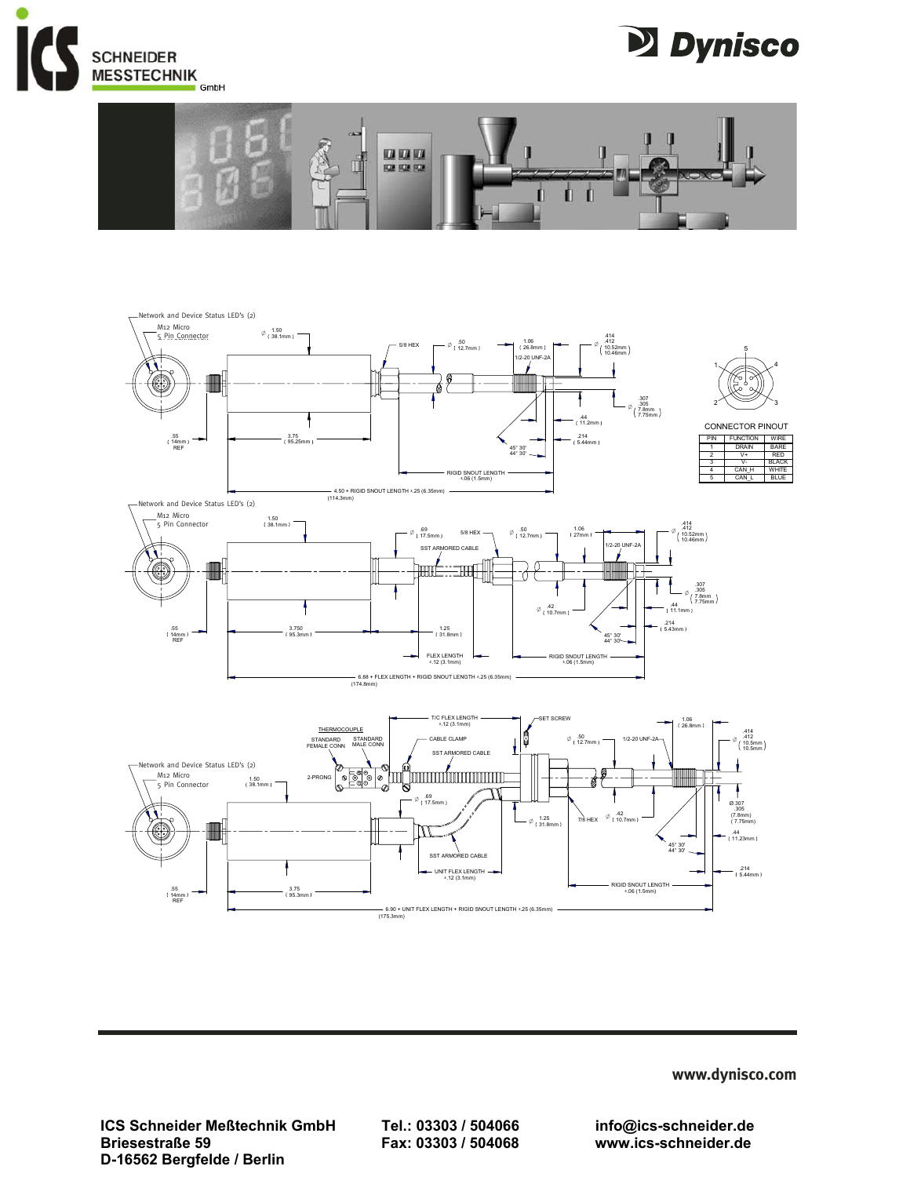Network and Device Status LED's (2)
M12 Micro
5 Pin Connector

Ø 1.50 (38.1mm)
5/8 HEX
Ø .50 (12.7mm)
1.06 (26.8mm)
1/2-20 UNF-2A
Ø .414 .412 (10.52mm 10.46mm)
Ø .307 .305 (7.8mm 7.75mm)
.44 (11.2mm)
.214 (5.44mm)
45° 30'
44° 30'
.55 (14mm) REF
3.75 (95.25mm)
RIGID SNOUT LENGTH ±.06 (1.5mm)
4.50 + RIGID SNOUT LENGTH ±.25 (6.35mm)
(114.3mm)

CONNECTOR PINOUT

| PIN | FUNCTION | WIRE |
|---|---|---|
| 1 | DRAIN | BARE |
| 2 | V+ | RED |
| 3 | V- | BLACK |
| 4 | CAN_H | WHITE |
| 5 | CAN_L | BLUE |

Network and Device Status LED's (2)
M12 Micro
5 Pin Connector

1.50 (38.1mm)
Ø .69 (17.5mm)
5/8 HEX
Ø .50 (12.7mm)
1.06 (27mm)
1/2-20 UNF-2A
Ø .414 .412 (10.52mm 10.46mm)
SST ARMORED CABLE
Ø .307 .305 (7.8mm 7.75mm)
.44 (11.1mm)
Ø .42 (10.7mm)
.214 (5.43mm)
45° 30'
44° 30'
.55 (14mm) REF
3.750 (95.3mm)
1.25 (31.8mm)
FLEX LENGTH ±.12 (3.1mm)
RIGID SNOUT LENGTH ±.06 (1.5mm)
6.88 + FLEX LENGTH + RIGID SNOUT LENGTH ±.25 (6.35mm)
(174.8mm)

T/C FLEX LENGTH ±.12 (3.1mm)
SET SCREW
1.06 (26.8mm)
THERMOCOUPLE
STANDARD FEMALE CONN
STANDARD MALE CONN
CABLE CLAMP
Ø .50 (12.7mm)
1/2-20 UNF-2A
Ø .414 .412 (10.5mm 10.5mm)
SST ARMORED CABLE
Network and Device Status LED's (2)
M12 Micro
5 Pin Connector
2-PRONG
1.50 (38.1mm)
Ø .69 (17.5mm)
Ø .307 .305 (7.8mm) (7.75mm)
Ø 1.25 (31.8mm)
7/8 HEX
Ø .42 (10.7mm)
.44 (11.23mm)
45° 30'
44° 30'
SST ARMORED CABLE
UNIT FLEX LENGTH ±.12 (3.1mm)
.214 (5.44mm)
.55 (14mm) REF
3.75 (95.3mm)
RIGID SNOUT LENGTH ±.06 (1.5mm)
6.90 + UNIT FLEX LENGTH + RIGID SNOUT LENGTH ±.25 (6.35mm)
(175.3mm)

www.dynisco.com

**ICS Schneider Meßtechnik GmbH**
**Briesestraße 59**
**D-16562 Bergfelde / Berlin**

**Tel.: 03303 / 504066**
**Fax: 03303 / 504068**

**info@ics-schneider.de**
**www.ics-schneider.de**